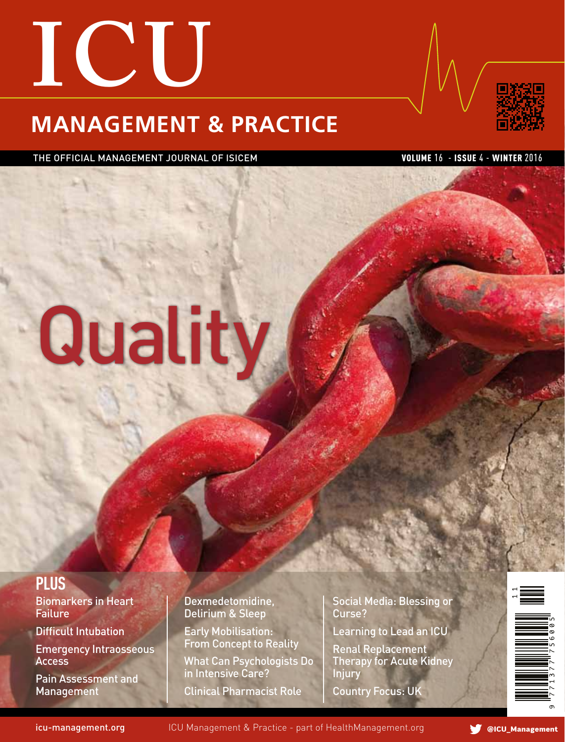# ICU

## MANAGEMENT & PRACTICE

THE OFFICIAL MANAGEMENT JOURNAL OF ISICEM

**VOLUME** 16 - **ISSUE** 4 - **WINTER** 2016

# Quality

## PLUS

- Biomarkers in Heart Failure
- Difficult Intubation
- Emergency Intraosseous Access
- Pain Assessment and Management
- Dexmedetomidine, Delirium & Sleep
- Early Mobilisation: From Concept to Reality
- What Can Psychologists Do in Intensive Care?
- Clinical Pharmacist Role
- Social Media: Blessing or Curse?
- Learning to Lead an ICU
- Renal Replacement Therapy for Acute Kidney Injury
- Country Focus: UK

icu-management.org

ICU Management & Practice - part of HealthManagement.org

@ICU_Management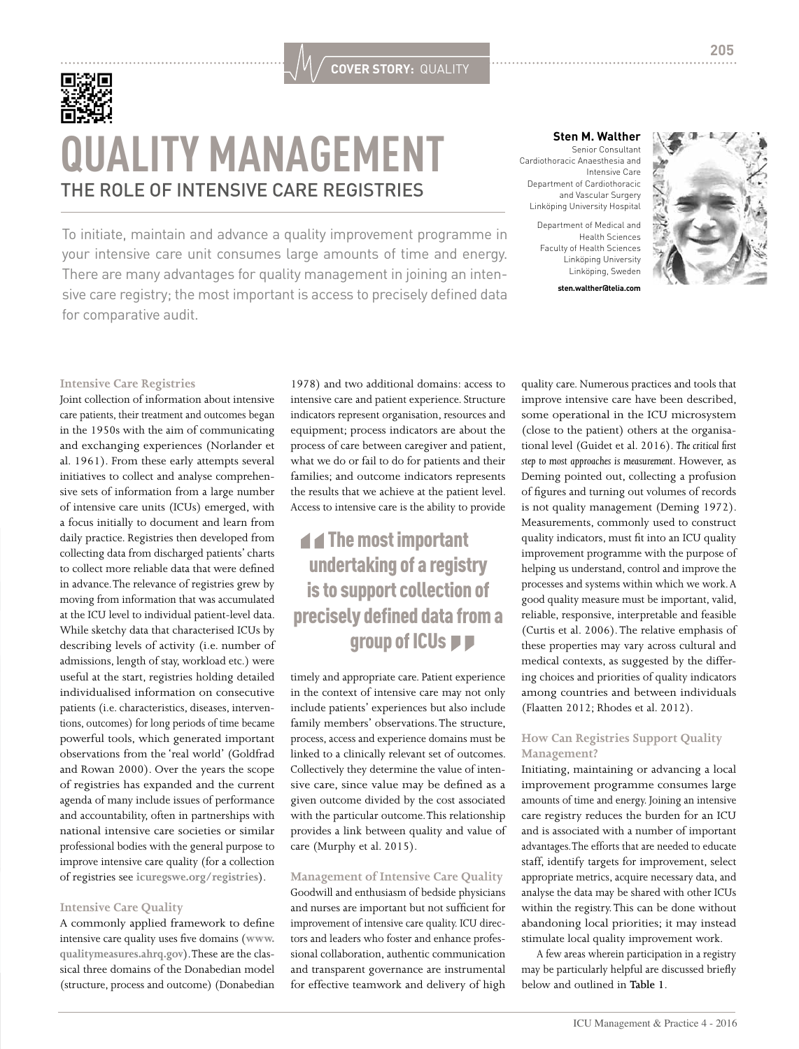# QUALITY MANAGEMENT

## THE ROLE OF INTENSIVE CARE REGISTRIES

To initiate, maintain and advance a quality improvement programme in your intensive care unit consumes large amounts of time and energy. There are many advantages for quality management in joining an intensive care registry; the most important is access to precisely defined data for comparative audit.

**Sten M. Walther**
Senior Consultant
Cardiothoracic Anaesthesia and Intensive Care
Department of Cardiothoracic and Vascular Surgery
Linköping University Hospital

Department of Medical and Health Sciences
Faculty of Health Sciences
Linköping University
Linköping, Sweden

**sten.walther@telia.com**

### Intensive Care Registries

Joint collection of information about intensive care patients, their treatment and outcomes began in the 1950s with the aim of communicating and exchanging experiences (Norlander et al. 1961). From these early attempts several initiatives to collect and analyse comprehensive sets of information from a large number of intensive care units (ICUs) emerged, with a focus initially to document and learn from daily practice. Registries then developed from collecting data from discharged patients' charts to collect more reliable data that were defined in advance. The relevance of registries grew by moving from information that was accumulated at the ICU level to individual patient-level data. While sketchy data that characterised ICUs by describing levels of activity (i.e. number of admissions, length of stay, workload etc.) were useful at the start, registries holding detailed individualised information on consecutive patients (i.e. characteristics, diseases, interventions, outcomes) for long periods of time became powerful tools, which generated important observations from the 'real world' (Goldfrad and Rowan 2000). Over the years the scope of registries has expanded and the current agenda of many include issues of performance and accountability, often in partnerships with national intensive care societies or similar professional bodies with the general purpose to improve intensive care quality (for a collection of registries see **icuregswe.org/registries**).

### Intensive Care Quality

A commonly applied framework to define intensive care quality uses five domains (**www.qualitymeasures.ahrq.gov**). These are the classical three domains of the Donabedian model (structure, process and outcome) (Donabedian 1978) and two additional domains: access to intensive care and patient experience. Structure indicators represent organisation, resources and equipment; process indicators are about the process of care between caregiver and patient, what we do or fail to do for patients and their families; and outcome indicators represents the results that we achieve at the patient level. Access to intensive care is the ability to provide timely and appropriate care. Patient experience in the context of intensive care may not only include patients' experiences but also include family members' observations. The structure, process, access and experience domains must be linked to a clinically relevant set of outcomes. Collectively they determine the value of intensive care, since value may be defined as a given outcome divided by the cost associated with the particular outcome. This relationship provides a link between quality and value of care (Murphy et al. 2015).

> The most important undertaking of a registry is to support collection of precisely defined data from a group of ICUs

### Management of Intensive Care Quality

Goodwill and enthusiasm of bedside physicians and nurses are important but not sufficient for improvement of intensive care quality. ICU directors and leaders who foster and enhance professional collaboration, authentic communication and transparent governance are instrumental for effective teamwork and delivery of high quality care. Numerous practices and tools that improve intensive care have been described, some operational in the ICU microsystem (close to the patient) others at the organisational level (Guidet et al. 2016). *The critical first step to most approaches is measurement*. However, as Deming pointed out, collecting a profusion of figures and turning out volumes of records is not quality management (Deming 1972). Measurements, commonly used to construct quality indicators, must fit into an ICU quality improvement programme with the purpose of helping us understand, control and improve the processes and systems within which we work. A good quality measure must be important, valid, reliable, responsive, interpretable and feasible (Curtis et al. 2006). The relative emphasis of these properties may vary across cultural and medical contexts, as suggested by the differing choices and priorities of quality indicators among countries and between individuals (Flaatten 2012; Rhodes et al. 2012).

### How Can Registries Support Quality Management?

Initiating, maintaining or advancing a local improvement programme consumes large amounts of time and energy. Joining an intensive care registry reduces the burden for an ICU and is associated with a number of important advantages. The efforts that are needed to educate staff, identify targets for improvement, select appropriate metrics, acquire necessary data, and analyse the data may be shared with other ICUs within the registry. This can be done without abandoning local priorities; it may instead stimulate local quality improvement work.

A few areas wherein participation in a registry may be particularly helpful are discussed briefly below and outlined in **Table 1**.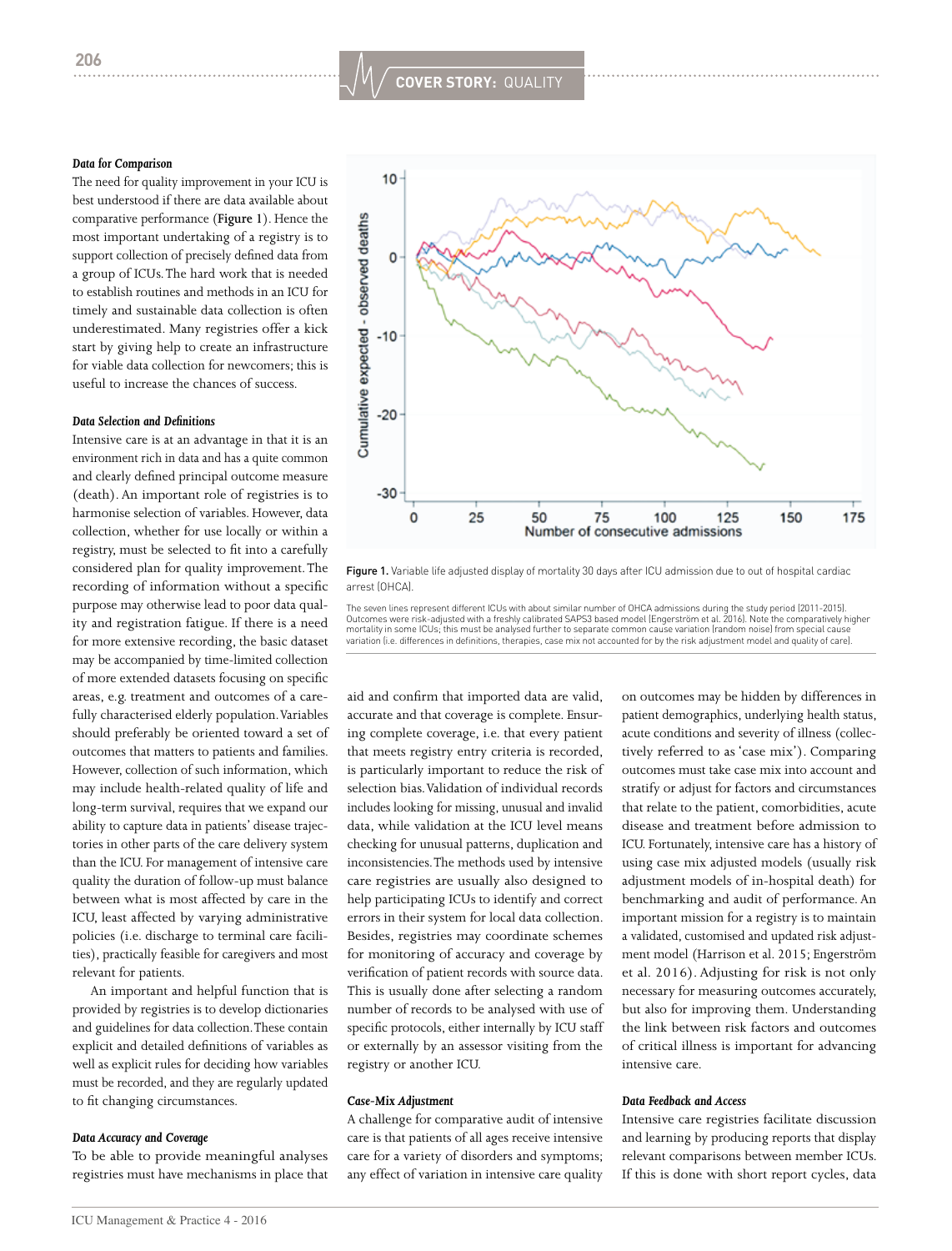### Data for Comparison

The need for quality improvement in your ICU is best understood if there are data available about comparative performance (**Figure 1**). Hence the most important undertaking of a registry is to support collection of precisely defined data from a group of ICUs. The hard work that is needed to establish routines and methods in an ICU for timely and sustainable data collection is often underestimated. Many registries offer a kick start by giving help to create an infrastructure for viable data collection for newcomers; this is useful to increase the chances of success.

### Data Selection and Definitions

Intensive care is at an advantage in that it is an environment rich in data and has a quite common and clearly defined principal outcome measure (death). An important role of registries is to harmonise selection of variables. However, data collection, whether for use locally or within a registry, must be selected to fit into a carefully considered plan for quality improvement. The recording of information without a specific purpose may otherwise lead to poor data quality and registration fatigue. If there is a need for more extensive recording, the basic dataset may be accompanied by time-limited collection of more extended datasets focusing on specific areas, e.g. treatment and outcomes of a carefully characterised elderly population. Variables should preferably be oriented toward a set of outcomes that matters to patients and families. However, collection of such information, which may include health-related quality of life and long-term survival, requires that we expand our ability to capture data in patients' disease trajectories in other parts of the care delivery system than the ICU. For management of intensive care quality the duration of follow-up must balance between what is most affected by care in the ICU, least affected by varying administrative policies (i.e. discharge to terminal care facilities), practically feasible for caregivers and most relevant for patients.

An important and helpful function that is provided by registries is to develop dictionaries and guidelines for data collection. These contain explicit and detailed definitions of variables as well as explicit rules for deciding how variables must be recorded, and they are regularly updated to fit changing circumstances.

### Data Accuracy and Coverage

To be able to provide meaningful analyses registries must have mechanisms in place that aid and confirm that imported data are valid, accurate and that coverage is complete. Ensuring complete coverage, i.e. that every patient that meets registry entry criteria is recorded, is particularly important to reduce the risk of selection bias. Validation of individual records includes looking for missing, unusual and invalid data, while validation at the ICU level means checking for unusual patterns, duplication and inconsistencies. The methods used by intensive care registries are usually also designed to help participating ICUs to identify and correct errors in their system for local data collection. Besides, registries may coordinate schemes for monitoring of accuracy and coverage by verification of patient records with source data. This is usually done after selecting a random number of records to be analysed with use of specific protocols, either internally by ICU staff or externally by an assessor visiting from the registry or another ICU.

**Figure 1.** Variable life adjusted display of mortality 30 days after ICU admission due to out of hospital cardiac arrest (OHCA).

The seven lines represent different ICUs with about similar number of OHCA admissions during the study period (2011-2015). Outcomes were risk-adjusted with a freshly calibrated SAPS3 based model (Engerström et al. 2016). Note the comparatively higher mortality in some ICUs; this must be analysed further to separate common cause variation (random noise) from special cause variation (i.e. differences in definitions, therapies, case mix not accounted for by the risk adjustment model and quality of care).

### Case-Mix Adjustment

A challenge for comparative audit of intensive care is that patients of all ages receive intensive care for a variety of disorders and symptoms; any effect of variation in intensive care quality on outcomes may be hidden by differences in patient demographics, underlying health status, acute conditions and severity of illness (collectively referred to as 'case mix'). Comparing outcomes must take case mix into account and stratify or adjust for factors and circumstances that relate to the patient, comorbidities, acute disease and treatment before admission to ICU. Fortunately, intensive care has a history of using case mix adjusted models (usually risk adjustment models of in-hospital death) for benchmarking and audit of performance. An important mission for a registry is to maintain a validated, customised and updated risk adjustment model (Harrison et al. 2015; Engerström et al. 2016). Adjusting for risk is not only necessary for measuring outcomes accurately, but also for improving them. Understanding the link between risk factors and outcomes of critical illness is important for advancing intensive care.

### Data Feedback and Access

Intensive care registries facilitate discussion and learning by producing reports that display relevant comparisons between member ICUs. If this is done with short report cycles, data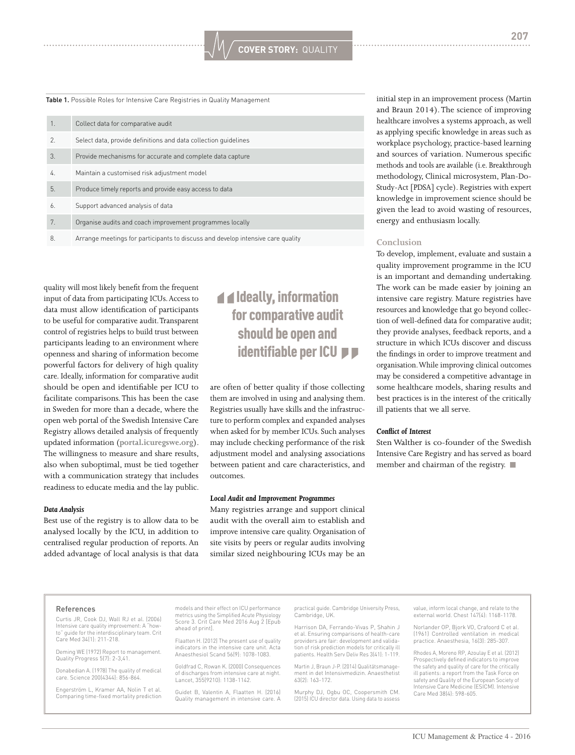Table 1. Possible Roles for Intensive Care Registries in Quality Management

| | |
|---|---|
| 1. | Collect data for comparative audit |
| 2. | Select data, provide definitions and data collection guidelines |
| 3. | Provide mechanisms for accurate and complete data capture |
| 4. | Maintain a customised risk adjustment model |
| 5. | Produce timely reports and provide easy access to data |
| 6. | Support advanced analysis of data |
| 7. | Organise audits and coach improvement programmes locally |
| 8. | Arrange meetings for participants to discuss and develop intensive care quality |

quality will most likely benefit from the frequent input of data from participating ICUs. Access to data must allow identification of participants to be useful for comparative audit. Transparent control of registries helps to build trust between participants leading to an environment where openness and sharing of information become powerful factors for delivery of high quality care. Ideally, information for comparative audit should be open and identifiable per ICU to facilitate comparisons. This has been the case in Sweden for more than a decade, where the open web portal of the Swedish Intensive Care Registry allows detailed analysis of frequently updated information (**portal.icuregswe.org**). The willingness to measure and share results, also when suboptimal, must be tied together with a communication strategy that includes readiness to educate media and the lay public.

> Ideally, information for comparative audit should be open and identifiable per ICU

### *Data Analysis*

Best use of the registry is to allow data to be analysed locally by the ICU, in addition to centralised regular production of reports. An added advantage of local analysis is that data are often of better quality if those collecting them are involved in using and analysing them. Registries usually have skills and the infrastructure to perform complex and expanded analyses when asked for by member ICUs. Such analyses may include checking performance of the risk adjustment model and analysing associations between patient and care characteristics, and outcomes.

### *Local Audit and Improvement Programmes*

Many registries arrange and support clinical audit with the overall aim to establish and improve intensive care quality. Organisation of site visits by peers or regular audits involving similar sized neighbouring ICUs may be an initial step in an improvement process (Martin and Braun 2014). The science of improving healthcare involves a systems approach, as well as applying specific knowledge in areas such as workplace psychology, practice-based learning and sources of variation. Numerous specific methods and tools are available (i.e. Breakthrough methodology, Clinical microsystem, Plan-Do-Study-Act [PDSA] cycle). Registries with expert knowledge in improvement science should be given the lead to avoid wasting of resources, energy and enthusiasm locally.

## Conclusion

To develop, implement, evaluate and sustain a quality improvement programme in the ICU is an important and demanding undertaking. The work can be made easier by joining an intensive care registry. Mature registries have resources and knowledge that go beyond collection of well-defined data for comparative audit; they provide analyses, feedback reports, and a structure in which ICUs discover and discuss the findings in order to improve treatment and organisation. While improving clinical outcomes may be considered a competitive advantage in some healthcare models, sharing results and best practices is in the interest of the critically ill patients that we all serve.

### *Conflict of Interest*

Sten Walther is co-founder of the Swedish Intensive Care Registry and has served as board member and chairman of the registry.

## References

Curtis JR, Cook DJ, Wall RJ et al. (2006) Intensive care quality improvement: A "how-to" guide for the interdisciplinary team. Crit Care Med 34(1): 211-218.

Deming WE (1972) Report to management. Quality Progress 5(7): 2-3,41.

Donabedian A. (1978) The quality of medical care. Science 200(4344): 856-864.

Engerström L, Kramer AA, Nolin T et al. Comparing time-fixed mortality prediction models and their effect on ICU performance metrics using the Simplified Acute Physiology Score 3. Crit Care Med 2016 Aug 2 [Epub ahead of print].

Flaatten H. (2012) The present use of quality indicators in the intensive care unit. Acta Anaesthesiol Scand 56(9): 1078-1083.

Goldfrad C, Rowan K. (2000) Consequences of discharges from intensive care at night. Lancet, 355(9210): 1138-1142.

Guidet B, Valentin A, Flaatten H. (2016) Quality management in intensive care. A practical guide. Cambridge University Press, Cambridge, UK.

Harrison DA, Ferrando-Vivas P, Shahin J et al. Ensuring comparisons of health-care providers are fair: development and validation of risk prediction models for critically ill patients. Health Serv Deliv Res 3(41): 1-119.

Martin J, Braun J-P. (2014) Qualitätsmanagement in det Intensivmedizin. Anaesthetist 63(2): 163-172.

Murphy DJ, Ogbu OC, Coopersmith CM. (2015) ICU director data. Using data to assess value, inform local change, and relate to the external world. Chest 147(4): 1168-1178.

Norlander OP, Bjork VO, Crafoord C et al. (1961) Controlled ventilation in medical practice. Anaesthesia, 16(3): 285-307.

Rhodes A, Moreno RP, Azoulay E et al. (2012) Prospectively defined indicators to improve the safety and quality of care for the critically ill patients: a report from the Task Force on safety and Quality of the European Society of Intensive Care Medicine (ESICM). Intensive Care Med 38(4): 598-605.